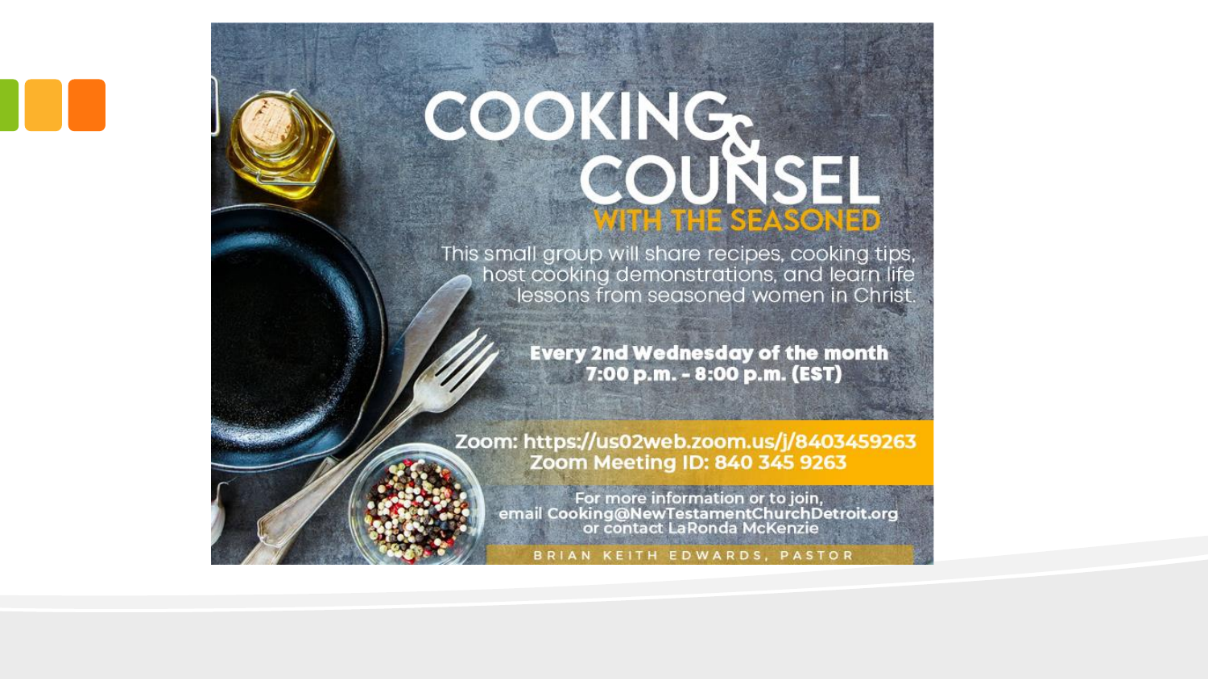# COOKING & COUNSEL

## WITH THE SEASONED

This small group will share recipes, cooking tips, host cooking demonstrations, and learn life lessons from seasoned women in Christ.

**Every 2nd Wednesday of the month**
**7:00 p.m. - 8:00 p.m. (EST)**

**Zoom: https://us02web.zoom.us/j/8403459263**
**Zoom Meeting ID: 840 345 9263**

For more information or to join, email Cooking@NewTestamentChurchDetroit.org or contact LaRonda McKenzie

BRIAN KEITH EDWARDS, PASTOR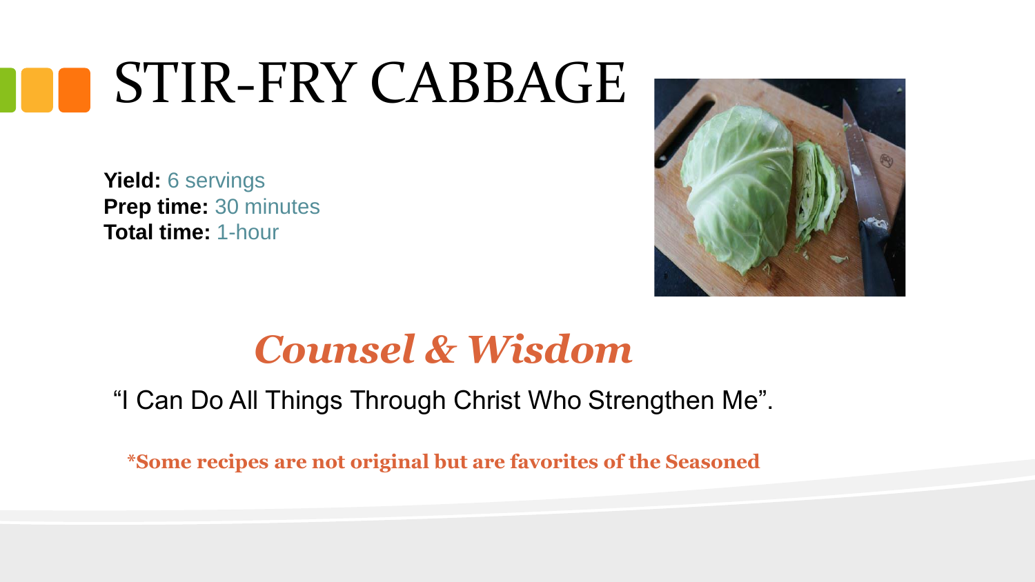# STIR-FRY CABBAGE

**Yield:** 6 servings
**Prep time:** 30 minutes
**Total time:** 1-hour

## *Counsel & Wisdom*

"I Can Do All Things Through Christ Who Strengthen Me".

**\*Some recipes are not original but are favorites of the Seasoned**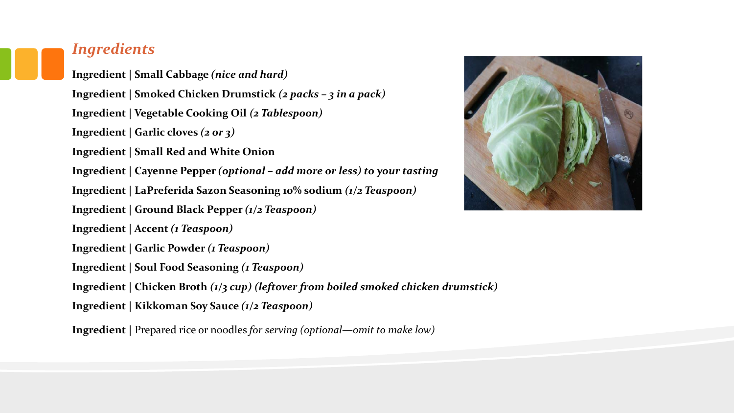## *Ingredients*

**Ingredient | Small Cabbage** ***(nice and hard)***

**Ingredient | Smoked Chicken Drumstick** ***(2 packs – 3 in a pack)***

**Ingredient | Vegetable Cooking Oil** ***(2 Tablespoon)***

**Ingredient | Garlic cloves** ***(2 or 3)***

**Ingredient | Small Red and White Onion**

**Ingredient | Cayenne Pepper** ***(optional – add more or less) to your tasting***

**Ingredient | LaPreferida Sazon Seasoning 10% sodium** ***(1/2 Teaspoon)***

**Ingredient | Ground Black Pepper** ***(1/2 Teaspoon)***

**Ingredient | Accent** ***(1 Teaspoon)***

**Ingredient | Garlic Powder** ***(1 Teaspoon)***

**Ingredient | Soul Food Seasoning** ***(1 Teaspoon)***

**Ingredient | Chicken Broth** ***(1/3 cup) (leftover from boiled smoked chicken drumstick)***

**Ingredient | Kikkoman Soy Sauce** ***(1/2 Teaspoon)***

**Ingredient** | Prepared rice or noodles *for serving (optional—omit to make low)*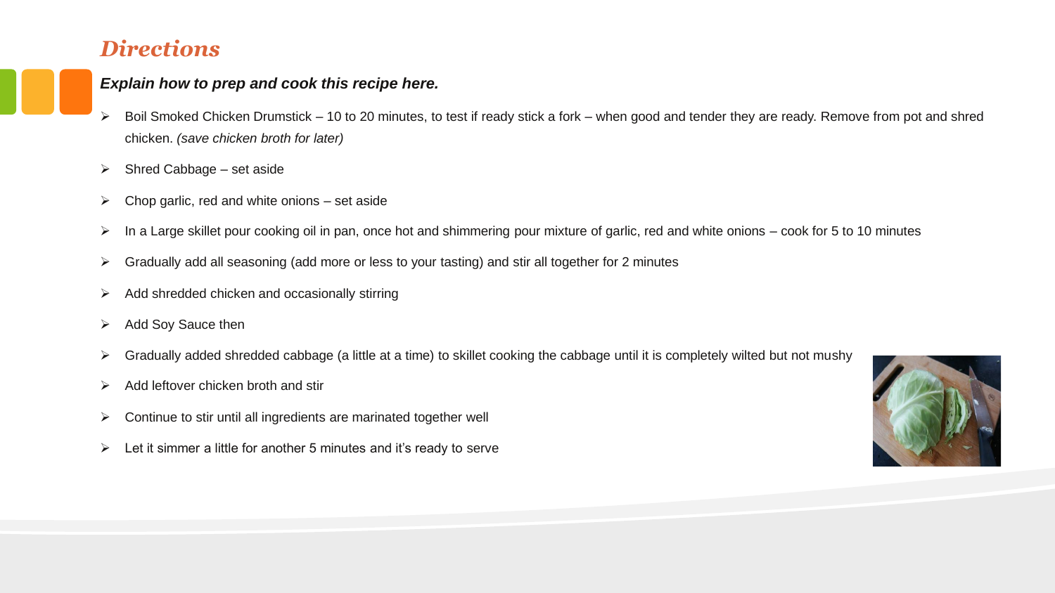## *Directions*

***Explain how to prep and cook this recipe here.***

- Boil Smoked Chicken Drumstick – 10 to 20 minutes, to test if ready stick a fork – when good and tender they are ready. Remove from pot and shred chicken. *(save chicken broth for later)*
- Shred Cabbage – set aside
- Chop garlic, red and white onions – set aside
- In a Large skillet pour cooking oil in pan, once hot and shimmering pour mixture of garlic, red and white onions – cook for 5 to 10 minutes
- Gradually add all seasoning (add more or less to your tasting) and stir all together for 2 minutes
- Add shredded chicken and occasionally stirring
- Add Soy Sauce then
- Gradually added shredded cabbage (a little at a time) to skillet cooking the cabbage until it is completely wilted but not mushy
- Add leftover chicken broth and stir
- Continue to stir until all ingredients are marinated together well
- Let it simmer a little for another 5 minutes and it's ready to serve